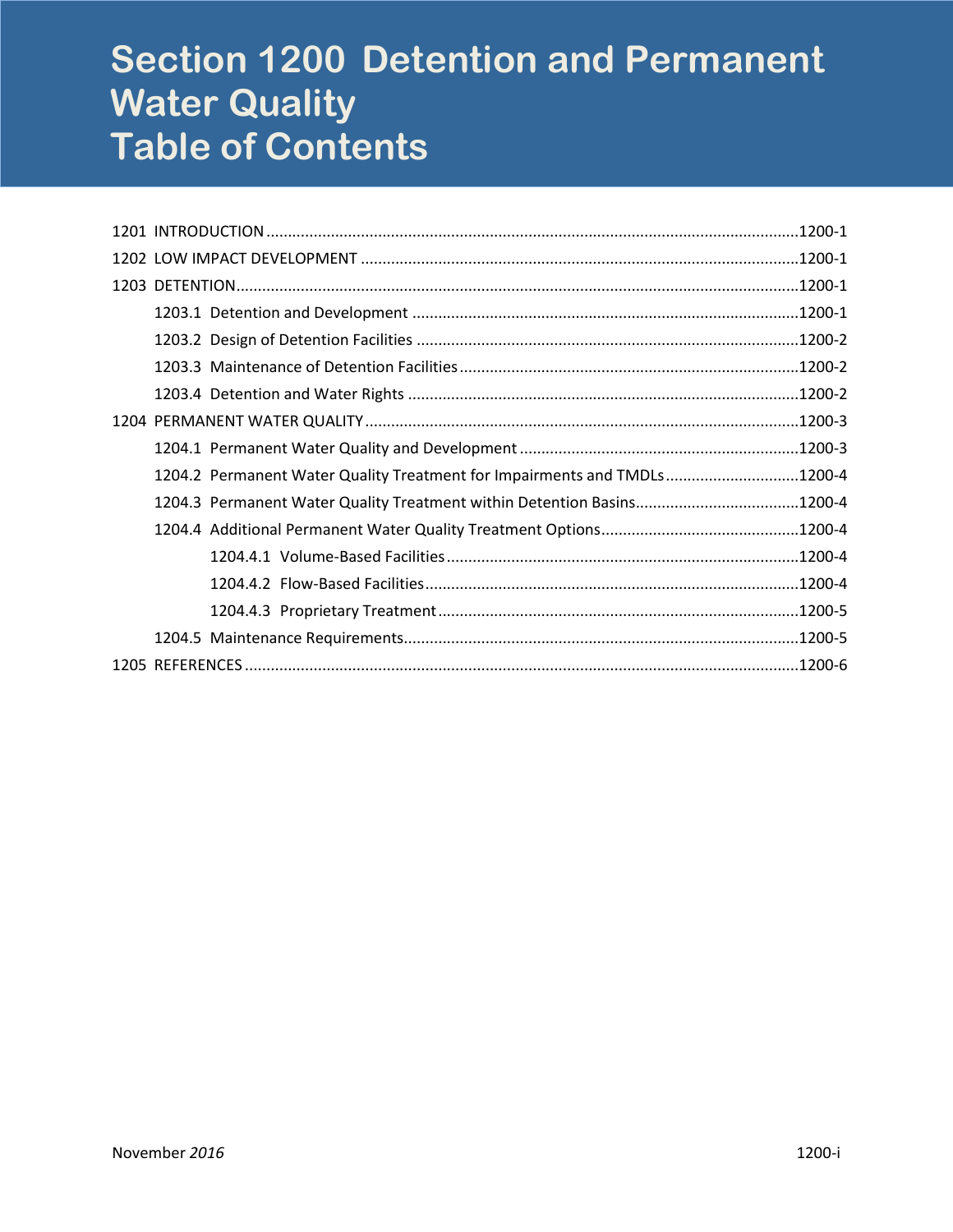# Section 1200 Detention and Permanent Water Quality Table of Contents

1201 INTRODUCTION ....................................................................................................................1200-1

1202 LOW IMPACT DEVELOPMENT ...............................................................................................1200-1

1203 DETENTION............................................................................................................................1200-1

- 1203.1 Detention and Development ..................................................................................1200-1
- 1203.2 Design of Detention Facilities .................................................................................1200-2
- 1203.3 Maintenance of Detention Facilities .......................................................................1200-2
- 1203.4 Detention and Water Rights ...................................................................................1200-2

1204 PERMANENT WATER QUALITY ...............................................................................................1200-3

- 1204.1 Permanent Water Quality and Development ..........................................................1200-3
- 1204.2 Permanent Water Quality Treatment for Impairments and TMDLs ..............................1200-4
- 1204.3 Permanent Water Quality Treatment within Detention Basins.....................................1200-4
- 1204.4 Additional Permanent Water Quality Treatment Options............................................1200-4
  - 1204.4.1 Volume-Based Facilities ...........................................................................1200-4
  - 1204.4.2 Flow-Based Facilities...............................................................................1200-4
  - 1204.4.3 Proprietary Treatment .............................................................................1200-5
- 1204.5 Maintenance Requirements....................................................................................1200-5

1205 REFERENCES ..........................................................................................................................1200-6

November *2016*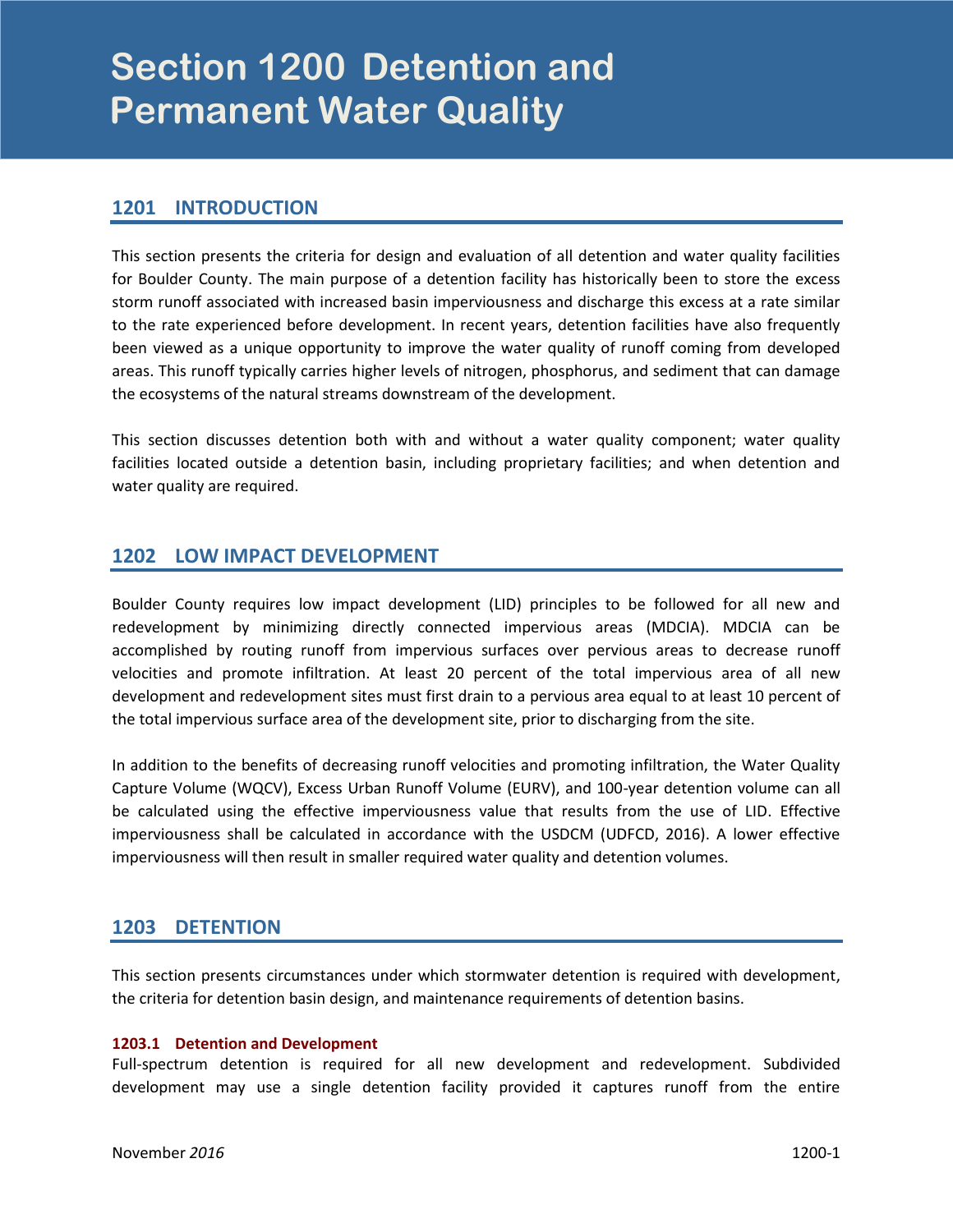# Section 1200 Detention and Permanent Water Quality

## 1201 INTRODUCTION

This section presents the criteria for design and evaluation of all detention and water quality facilities for Boulder County. The main purpose of a detention facility has historically been to store the excess storm runoff associated with increased basin imperviousness and discharge this excess at a rate similar to the rate experienced before development. In recent years, detention facilities have also frequently been viewed as a unique opportunity to improve the water quality of runoff coming from developed areas. This runoff typically carries higher levels of nitrogen, phosphorus, and sediment that can damage the ecosystems of the natural streams downstream of the development.

This section discusses detention both with and without a water quality component; water quality facilities located outside a detention basin, including proprietary facilities; and when detention and water quality are required.

## 1202 LOW IMPACT DEVELOPMENT

Boulder County requires low impact development (LID) principles to be followed for all new and redevelopment by minimizing directly connected impervious areas (MDCIA). MDCIA can be accomplished by routing runoff from impervious surfaces over pervious areas to decrease runoff velocities and promote infiltration. At least 20 percent of the total impervious area of all new development and redevelopment sites must first drain to a pervious area equal to at least 10 percent of the total impervious surface area of the development site, prior to discharging from the site.

In addition to the benefits of decreasing runoff velocities and promoting infiltration, the Water Quality Capture Volume (WQCV), Excess Urban Runoff Volume (EURV), and 100-year detention volume can all be calculated using the effective imperviousness value that results from the use of LID. Effective imperviousness shall be calculated in accordance with the USDCM (UDFCD, 2016). A lower effective imperviousness will then result in smaller required water quality and detention volumes.

## 1203 DETENTION

This section presents circumstances under which stormwater detention is required with development, the criteria for detention basin design, and maintenance requirements of detention basins.

### 1203.1 Detention and Development

Full-spectrum detention is required for all new development and redevelopment. Subdivided development may use a single detention facility provided it captures runoff from the entire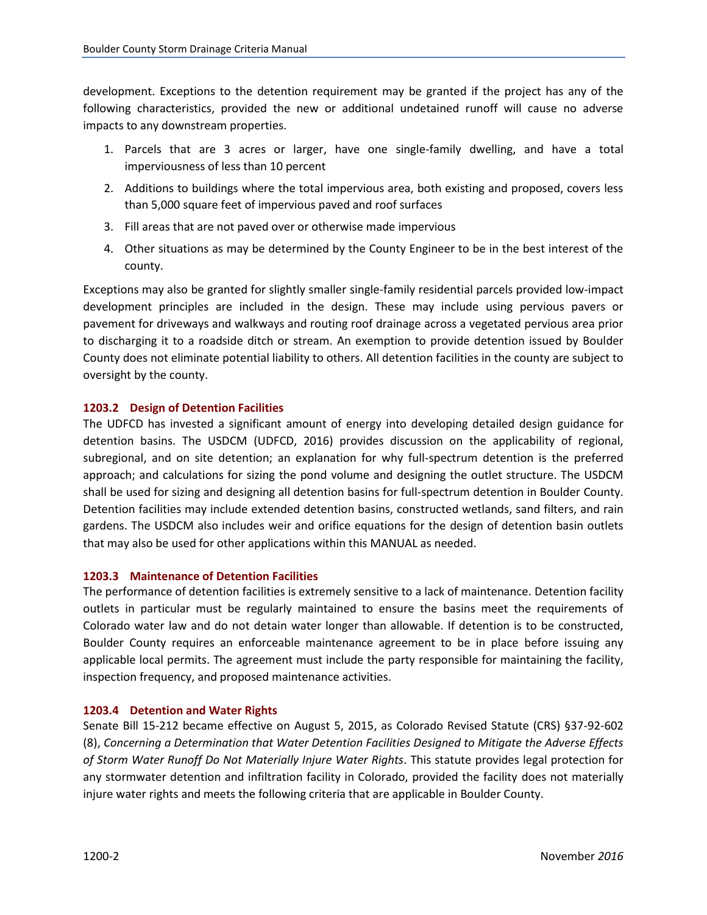development. Exceptions to the detention requirement may be granted if the project has any of the following characteristics, provided the new or additional undetained runoff will cause no adverse impacts to any downstream properties.

1. Parcels that are 3 acres or larger, have one single-family dwelling, and have a total imperviousness of less than 10 percent
2. Additions to buildings where the total impervious area, both existing and proposed, covers less than 5,000 square feet of impervious paved and roof surfaces
3. Fill areas that are not paved over or otherwise made impervious
4. Other situations as may be determined by the County Engineer to be in the best interest of the county.

Exceptions may also be granted for slightly smaller single-family residential parcels provided low-impact development principles are included in the design. These may include using pervious pavers or pavement for driveways and walkways and routing roof drainage across a vegetated pervious area prior to discharging it to a roadside ditch or stream. An exemption to provide detention issued by Boulder County does not eliminate potential liability to others. All detention facilities in the county are subject to oversight by the county.

### 1203.2 Design of Detention Facilities

The UDFCD has invested a significant amount of energy into developing detailed design guidance for detention basins. The USDCM (UDFCD, 2016) provides discussion on the applicability of regional, subregional, and on site detention; an explanation for why full-spectrum detention is the preferred approach; and calculations for sizing the pond volume and designing the outlet structure. The USDCM shall be used for sizing and designing all detention basins for full-spectrum detention in Boulder County. Detention facilities may include extended detention basins, constructed wetlands, sand filters, and rain gardens. The USDCM also includes weir and orifice equations for the design of detention basin outlets that may also be used for other applications within this MANUAL as needed.

### 1203.3 Maintenance of Detention Facilities

The performance of detention facilities is extremely sensitive to a lack of maintenance. Detention facility outlets in particular must be regularly maintained to ensure the basins meet the requirements of Colorado water law and do not detain water longer than allowable. If detention is to be constructed, Boulder County requires an enforceable maintenance agreement to be in place before issuing any applicable local permits. The agreement must include the party responsible for maintaining the facility, inspection frequency, and proposed maintenance activities.

### 1203.4 Detention and Water Rights

Senate Bill 15-212 became effective on August 5, 2015, as Colorado Revised Statute (CRS) §37-92-602 (8), *Concerning a Determination that Water Detention Facilities Designed to Mitigate the Adverse Effects of Storm Water Runoff Do Not Materially Injure Water Rights*. This statute provides legal protection for any stormwater detention and infiltration facility in Colorado, provided the facility does not materially injure water rights and meets the following criteria that are applicable in Boulder County.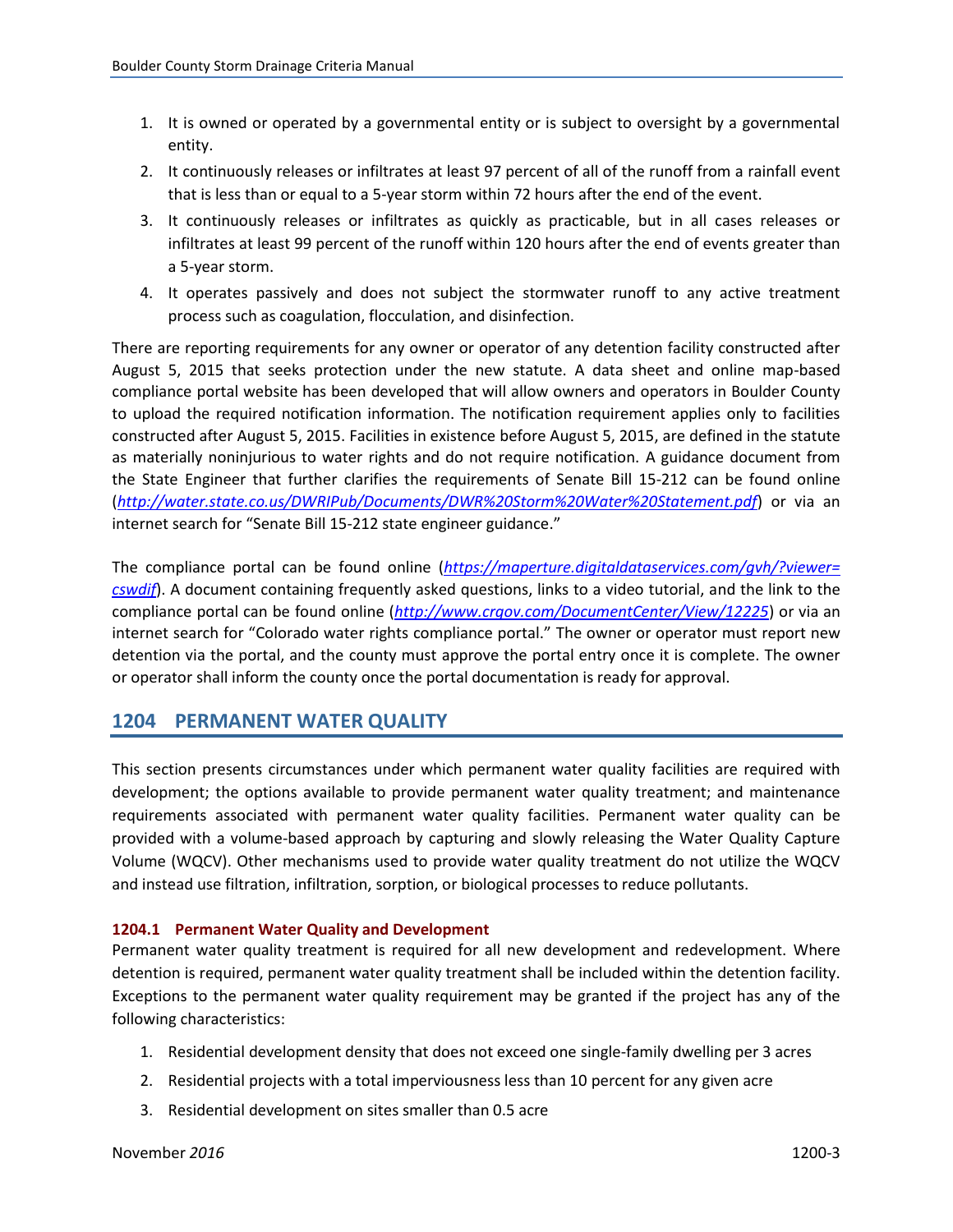1. It is owned or operated by a governmental entity or is subject to oversight by a governmental entity.
2. It continuously releases or infiltrates at least 97 percent of all of the runoff from a rainfall event that is less than or equal to a 5-year storm within 72 hours after the end of the event.
3. It continuously releases or infiltrates as quickly as practicable, but in all cases releases or infiltrates at least 99 percent of the runoff within 120 hours after the end of events greater than a 5-year storm.
4. It operates passively and does not subject the stormwater runoff to any active treatment process such as coagulation, flocculation, and disinfection.

There are reporting requirements for any owner or operator of any detention facility constructed after August 5, 2015 that seeks protection under the new statute. A data sheet and online map-based compliance portal website has been developed that will allow owners and operators in Boulder County to upload the required notification information. The notification requirement applies only to facilities constructed after August 5, 2015. Facilities in existence before August 5, 2015, are defined in the statute as materially noninjurious to water rights and do not require notification. A guidance document from the State Engineer that further clarifies the requirements of Senate Bill 15-212 can be found online (*http://water.state.co.us/DWRIPub/Documents/DWR%20Storm%20Water%20Statement.pdf*) or via an internet search for "Senate Bill 15-212 state engineer guidance."

The compliance portal can be found online (*https://maperture.digitaldataservices.com/gvh/?viewer=cswdif*). A document containing frequently asked questions, links to a video tutorial, and the link to the compliance portal can be found online (*http://www.crgov.com/DocumentCenter/View/12225*) or via an internet search for "Colorado water rights compliance portal." The owner or operator must report new detention via the portal, and the county must approve the portal entry once it is complete. The owner or operator shall inform the county once the portal documentation is ready for approval.

## 1204 PERMANENT WATER QUALITY

This section presents circumstances under which permanent water quality facilities are required with development; the options available to provide permanent water quality treatment; and maintenance requirements associated with permanent water quality facilities. Permanent water quality can be provided with a volume-based approach by capturing and slowly releasing the Water Quality Capture Volume (WQCV). Other mechanisms used to provide water quality treatment do not utilize the WQCV and instead use filtration, infiltration, sorption, or biological processes to reduce pollutants.

### 1204.1 Permanent Water Quality and Development

Permanent water quality treatment is required for all new development and redevelopment. Where detention is required, permanent water quality treatment shall be included within the detention facility. Exceptions to the permanent water quality requirement may be granted if the project has any of the following characteristics:

1. Residential development density that does not exceed one single-family dwelling per 3 acres
2. Residential projects with a total imperviousness less than 10 percent for any given acre
3. Residential development on sites smaller than 0.5 acre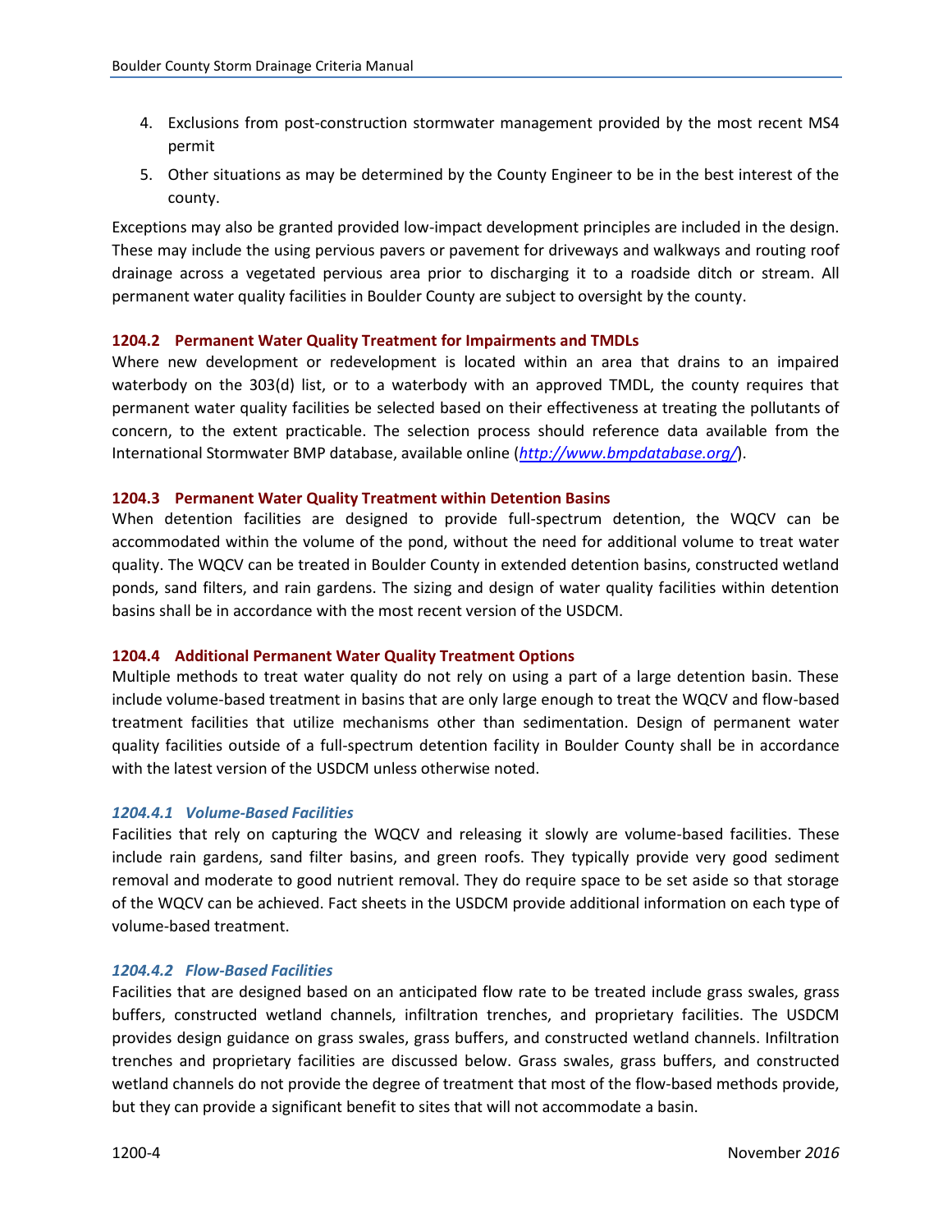4. Exclusions from post-construction stormwater management provided by the most recent MS4 permit
5. Other situations as may be determined by the County Engineer to be in the best interest of the county.

Exceptions may also be granted provided low-impact development principles are included in the design. These may include the using pervious pavers or pavement for driveways and walkways and routing roof drainage across a vegetated pervious area prior to discharging it to a roadside ditch or stream. All permanent water quality facilities in Boulder County are subject to oversight by the county.

### 1204.2 Permanent Water Quality Treatment for Impairments and TMDLs

Where new development or redevelopment is located within an area that drains to an impaired waterbody on the 303(d) list, or to a waterbody with an approved TMDL, the county requires that permanent water quality facilities be selected based on their effectiveness at treating the pollutants of concern, to the extent practicable. The selection process should reference data available from the International Stormwater BMP database, available online (*http://www.bmpdatabase.org/*).

### 1204.3 Permanent Water Quality Treatment within Detention Basins

When detention facilities are designed to provide full-spectrum detention, the WQCV can be accommodated within the volume of the pond, without the need for additional volume to treat water quality. The WQCV can be treated in Boulder County in extended detention basins, constructed wetland ponds, sand filters, and rain gardens. The sizing and design of water quality facilities within detention basins shall be in accordance with the most recent version of the USDCM.

### 1204.4 Additional Permanent Water Quality Treatment Options

Multiple methods to treat water quality do not rely on using a part of a large detention basin. These include volume-based treatment in basins that are only large enough to treat the WQCV and flow-based treatment facilities that utilize mechanisms other than sedimentation. Design of permanent water quality facilities outside of a full-spectrum detention facility in Boulder County shall be in accordance with the latest version of the USDCM unless otherwise noted.

#### *1204.4.1 Volume-Based Facilities*

Facilities that rely on capturing the WQCV and releasing it slowly are volume-based facilities. These include rain gardens, sand filter basins, and green roofs. They typically provide very good sediment removal and moderate to good nutrient removal. They do require space to be set aside so that storage of the WQCV can be achieved. Fact sheets in the USDCM provide additional information on each type of volume-based treatment.

#### *1204.4.2 Flow-Based Facilities*

Facilities that are designed based on an anticipated flow rate to be treated include grass swales, grass buffers, constructed wetland channels, infiltration trenches, and proprietary facilities. The USDCM provides design guidance on grass swales, grass buffers, and constructed wetland channels. Infiltration trenches and proprietary facilities are discussed below. Grass swales, grass buffers, and constructed wetland channels do not provide the degree of treatment that most of the flow-based methods provide, but they can provide a significant benefit to sites that will not accommodate a basin.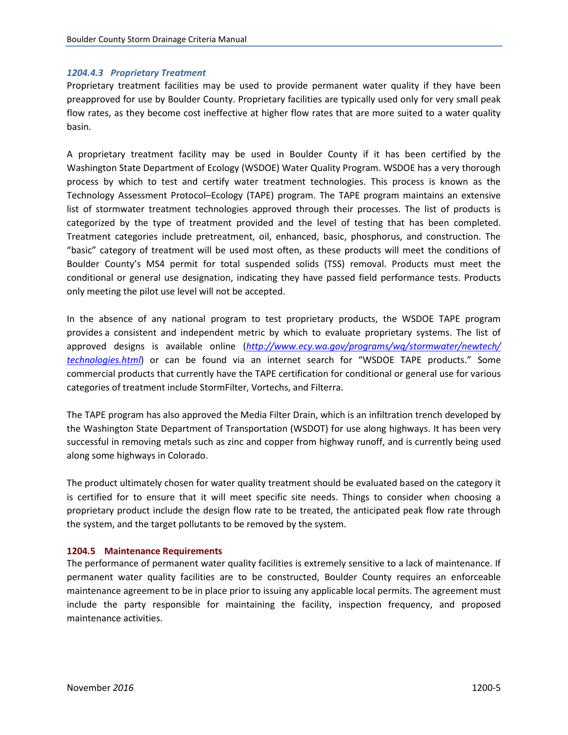#### *1204.4.3 Proprietary Treatment*

Proprietary treatment facilities may be used to provide permanent water quality if they have been preapproved for use by Boulder County. Proprietary facilities are typically used only for very small peak flow rates, as they become cost ineffective at higher flow rates that are more suited to a water quality basin.

A proprietary treatment facility may be used in Boulder County if it has been certified by the Washington State Department of Ecology (WSDOE) Water Quality Program. WSDOE has a very thorough process by which to test and certify water treatment technologies. This process is known as the Technology Assessment Protocol–Ecology (TAPE) program. The TAPE program maintains an extensive list of stormwater treatment technologies approved through their processes. The list of products is categorized by the type of treatment provided and the level of testing that has been completed. Treatment categories include pretreatment, oil, enhanced, basic, phosphorus, and construction. The "basic" category of treatment will be used most often, as these products will meet the conditions of Boulder County's MS4 permit for total suspended solids (TSS) removal. Products must meet the conditional or general use designation, indicating they have passed field performance tests. Products only meeting the pilot use level will not be accepted.

In the absence of any national program to test proprietary products, the WSDOE TAPE program provides a consistent and independent metric by which to evaluate proprietary systems. The list of approved designs is available online (*http://www.ecy.wa.gov/programs/wq/stormwater/newtech/technologies.html*) or can be found via an internet search for "WSDOE TAPE products." Some commercial products that currently have the TAPE certification for conditional or general use for various categories of treatment include StormFilter, Vortechs, and Filterra.

The TAPE program has also approved the Media Filter Drain, which is an infiltration trench developed by the Washington State Department of Transportation (WSDOT) for use along highways. It has been very successful in removing metals such as zinc and copper from highway runoff, and is currently being used along some highways in Colorado.

The product ultimately chosen for water quality treatment should be evaluated based on the category it is certified for to ensure that it will meet specific site needs. Things to consider when choosing a proprietary product include the design flow rate to be treated, the anticipated peak flow rate through the system, and the target pollutants to be removed by the system.

### 1204.5 Maintenance Requirements

The performance of permanent water quality facilities is extremely sensitive to a lack of maintenance. If permanent water quality facilities are to be constructed, Boulder County requires an enforceable maintenance agreement to be in place prior to issuing any applicable local permits. The agreement must include the party responsible for maintaining the facility, inspection frequency, and proposed maintenance activities.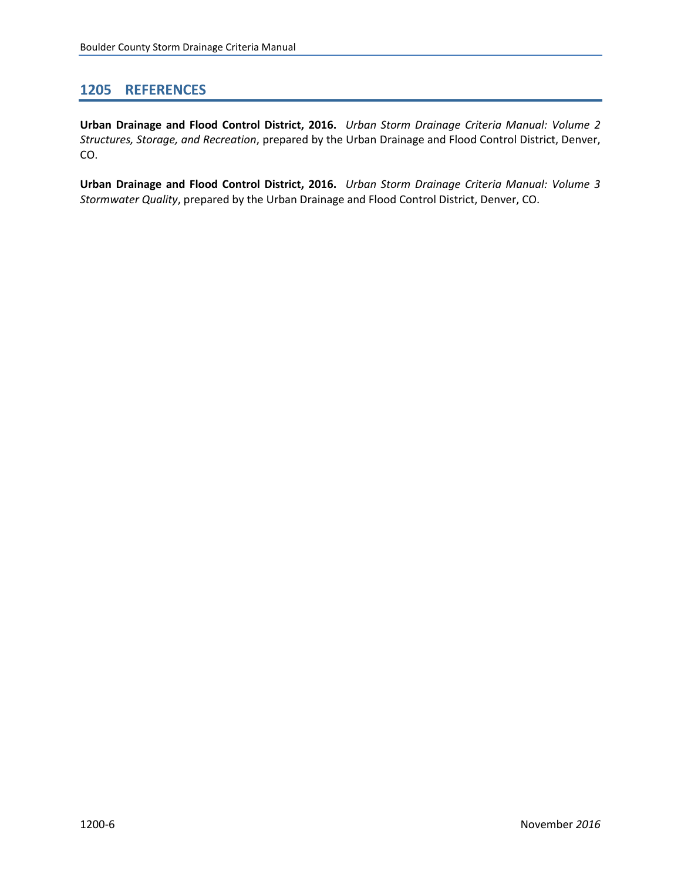## 1205 REFERENCES

**Urban Drainage and Flood Control District, 2016.** *Urban Storm Drainage Criteria Manual: Volume 2 Structures, Storage, and Recreation*, prepared by the Urban Drainage and Flood Control District, Denver, CO.

**Urban Drainage and Flood Control District, 2016.** *Urban Storm Drainage Criteria Manual: Volume 3 Stormwater Quality*, prepared by the Urban Drainage and Flood Control District, Denver, CO.